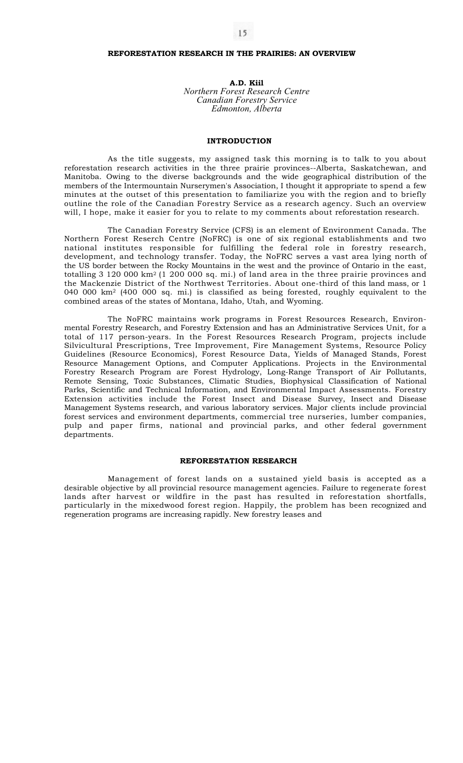# REFORESTATION RESEARCH IN THE PRAIRIES: AN OVERVIEW

**A.D. Kiil**
*Northern Forest Research Centre*
*Canadian Forestry Service*
*Edmonton, Alberta*

## INTRODUCTION

As the title suggests, my assigned task this morning is to talk to you about reforestation research activities in the three prairie provinces--Alberta, Saskatchewan, and Manitoba. Owing to the diverse backgrounds and the wide geographical distribution of the members of the Intermountain Nurserymen's Association, I thought it appropriate to spend a few minutes at the outset of this presentation to familiarize you with the region and to briefly outline the role of the Canadian Forestry Service as a research agency. Such an overview will, I hope, make it easier for you to relate to my comments about reforestation research.

The Canadian Forestry Service (CFS) is an element of Environment Canada. The Northern Forest Reserch Centre (NoFRC) is one of six regional establishments and two national institutes responsible for fulfilling the federal role in forestry research, development, and technology transfer. Today, the NoFRC serves a vast area lying north of the US border between the Rocky Mountains in the west and the province of Ontario in the east, totalling 3 120 000 $km^2$ (1 200 000 sq. mi.) of land area in the three prairie provinces and the Mackenzie District of the Northwest Territories. About one-third of this land mass, or 1 040 000 $km^2$ (400 000 sq. mi.) is classified as being forested, roughly equivalent to the combined areas of the states of Montana, Idaho, Utah, and Wyoming.

The NoFRC maintains work programs in Forest Resources Research, Environmental Forestry Research, and Forestry Extension and has an Administrative Services Unit, for a total of 117 person-years. In the Forest Resources Research Program, projects include Silvicultural Prescriptions, Tree Improvement, Fire Management Systems, Resource Policy Guidelines (Resource Economics), Forest Resource Data, Yields of Managed Stands, Forest Resource Management Options, and Computer Applications. Projects in the Environmental Forestry Research Program are Forest Hydrology, Long-Range Transport of Air Pollutants, Remote Sensing, Toxic Substances, Climatic Studies, Biophysical Classification of National Parks, Scientific and Technical Information, and Environmental Impact Assessments. Forestry Extension activities include the Forest Insect and Disease Survey, Insect and Disease Management Systems research, and various laboratory services. Major clients include provincial forest services and environment departments, commercial tree nurseries, lumber companies, pulp and paper firms, national and provincial parks, and other federal government departments.

## REFORESTATION RESEARCH

Management of forest lands on a sustained yield basis is accepted as a desirable objective by all provincial resource management agencies. Failure to regenerate forest lands after harvest or wildfire in the past has resulted in reforestation shortfalls, particularly in the mixedwood forest region. Happily, the problem has been recognized and regeneration programs are increasing rapidly. New forestry leases and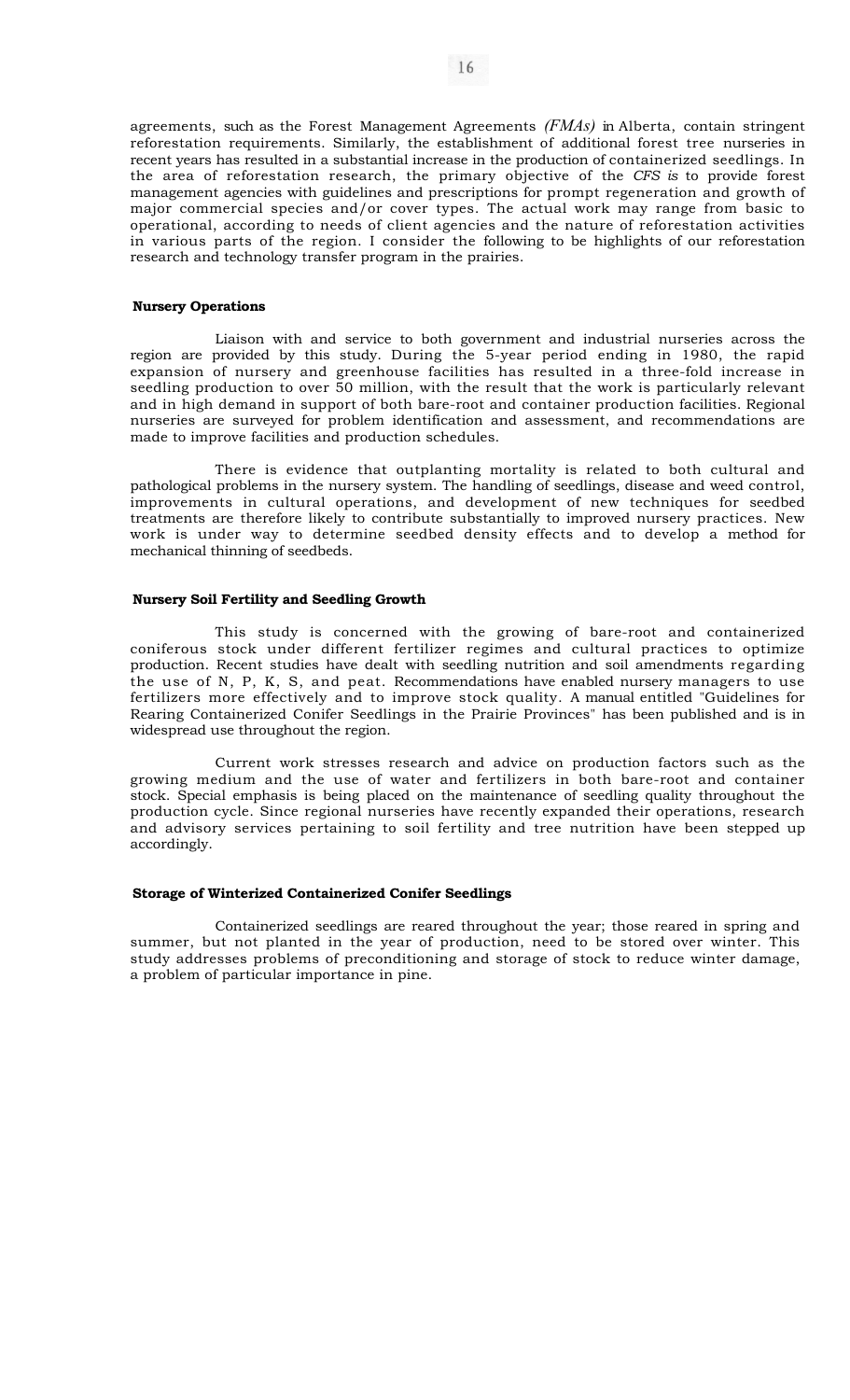agreements, such as the Forest Management Agreements *(FMAs)* in Alberta, contain stringent reforestation requirements. Similarly, the establishment of additional forest tree nurseries in recent years has resulted in a substantial increase in the production of containerized seedlings. In the area of reforestation research, the primary objective of the *CFS is* to provide forest management agencies with guidelines and prescriptions for prompt regeneration and growth of major commercial species and/or cover types. The actual work may range from basic to operational, according to needs of client agencies and the nature of reforestation activities in various parts of the region. I consider the following to be highlights of our reforestation research and technology transfer program in the prairies.

**Nursery Operations**

Liaison with and service to both government and industrial nurseries across the region are provided by this study. During the 5-year period ending in 1980, the rapid expansion of nursery and greenhouse facilities has resulted in a three-fold increase in seedling production to over 50 million, with the result that the work is particularly relevant and in high demand in support of both bare-root and container production facilities. Regional nurseries are surveyed for problem identification and assessment, and recommendations are made to improve facilities and production schedules.

There is evidence that outplanting mortality is related to both cultural and pathological problems in the nursery system. The handling of seedlings, disease and weed control, improvements in cultural operations, and development of new techniques for seedbed treatments are therefore likely to contribute substantially to improved nursery practices. New work is under way to determine seedbed density effects and to develop a method for mechanical thinning of seedbeds.

**Nursery Soil Fertility and Seedling Growth**

This study is concerned with the growing of bare-root and containerized coniferous stock under different fertilizer regimes and cultural practices to optimize production. Recent studies have dealt with seedling nutrition and soil amendments regarding the use of N, P, K, S, and peat. Recommendations have enabled nursery managers to use fertilizers more effectively and to improve stock quality. A manual entitled "Guidelines for Rearing Containerized Conifer Seedlings in the Prairie Provinces" has been published and is in widespread use throughout the region.

Current work stresses research and advice on production factors such as the growing medium and the use of water and fertilizers in both bare-root and container stock. Special emphasis is being placed on the maintenance of seedling quality throughout the production cycle. Since regional nurseries have recently expanded their operations, research and advisory services pertaining to soil fertility and tree nutrition have been stepped up accordingly.

**Storage of Winterized Containerized Conifer Seedlings**

Containerized seedlings are reared throughout the year; those reared in spring and summer, but not planted in the year of production, need to be stored over winter. This study addresses problems of preconditioning and storage of stock to reduce winter damage, a problem of particular importance in pine.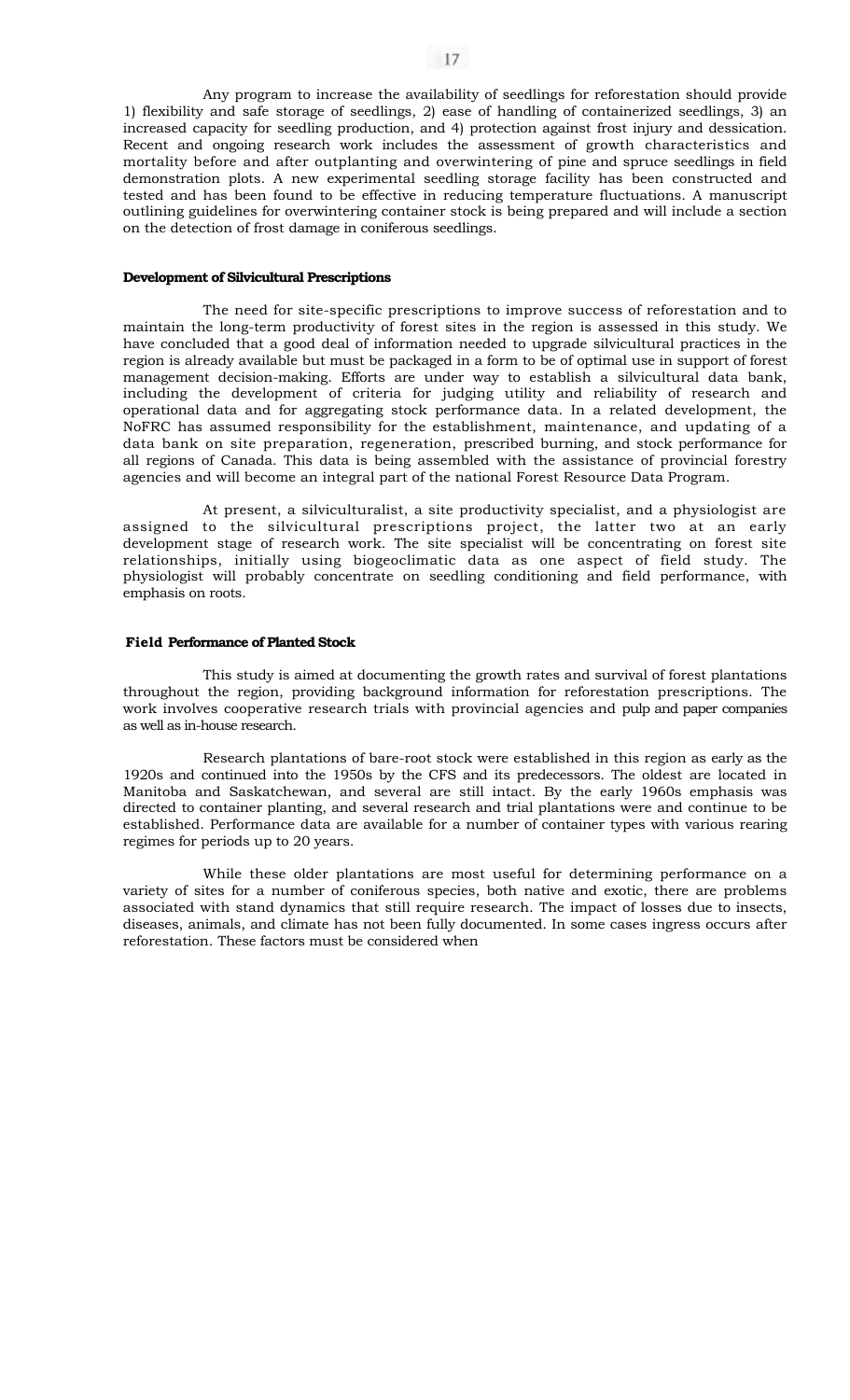Any program to increase the availability of seedlings for reforestation should provide 1) flexibility and safe storage of seedlings, 2) ease of handling of containerized seedlings, 3) an increased capacity for seedling production, and 4) protection against frost injury and dessication. Recent and ongoing research work includes the assessment of growth characteristics and mortality before and after outplanting and overwintering of pine and spruce seedlings in field demonstration plots. A new experimental seedling storage facility has been constructed and tested and has been found to be effective in reducing temperature fluctuations. A manuscript outlining guidelines for overwintering container stock is being prepared and will include a section on the detection of frost damage in coniferous seedlings.

**Development of Silvicultural Prescriptions**

The need for site-specific prescriptions to improve success of reforestation and to maintain the long-term productivity of forest sites in the region is assessed in this study. We have concluded that a good deal of information needed to upgrade silvicultural practices in the region is already available but must be packaged in a form to be of optimal use in support of forest management decision-making. Efforts are under way to establish a silvicultural data bank, including the development of criteria for judging utility and reliability of research and operational data and for aggregating stock performance data. In a related development, the NoFRC has assumed responsibility for the establishment, maintenance, and updating of a data bank on site preparation, regeneration, prescribed burning, and stock performance for all regions of Canada. This data is being assembled with the assistance of provincial forestry agencies and will become an integral part of the national Forest Resource Data Program.

At present, a silviculturalist, a site productivity specialist, and a physiologist are assigned to the silvicultural prescriptions project, the latter two at an early development stage of research work. The site specialist will be concentrating on forest site relationships, initially using biogeoclimatic data as one aspect of field study. The physiologist will probably concentrate on seedling conditioning and field performance, with emphasis on roots.

**Field Performance of Planted Stock**

This study is aimed at documenting the growth rates and survival of forest plantations throughout the region, providing background information for reforestation prescriptions. The work involves cooperative research trials with provincial agencies and pulp and paper companies as well as in-house research.

Research plantations of bare-root stock were established in this region as early as the 1920s and continued into the 1950s by the CFS and its predecessors. The oldest are located in Manitoba and Saskatchewan, and several are still intact. By the early 1960s emphasis was directed to container planting, and several research and trial plantations were and continue to be established. Performance data are available for a number of container types with various rearing regimes for periods up to 20 years.

While these older plantations are most useful for determining performance on a variety of sites for a number of coniferous species, both native and exotic, there are problems associated with stand dynamics that still require research. The impact of losses due to insects, diseases, animals, and climate has not been fully documented. In some cases ingress occurs after reforestation. These factors must be considered when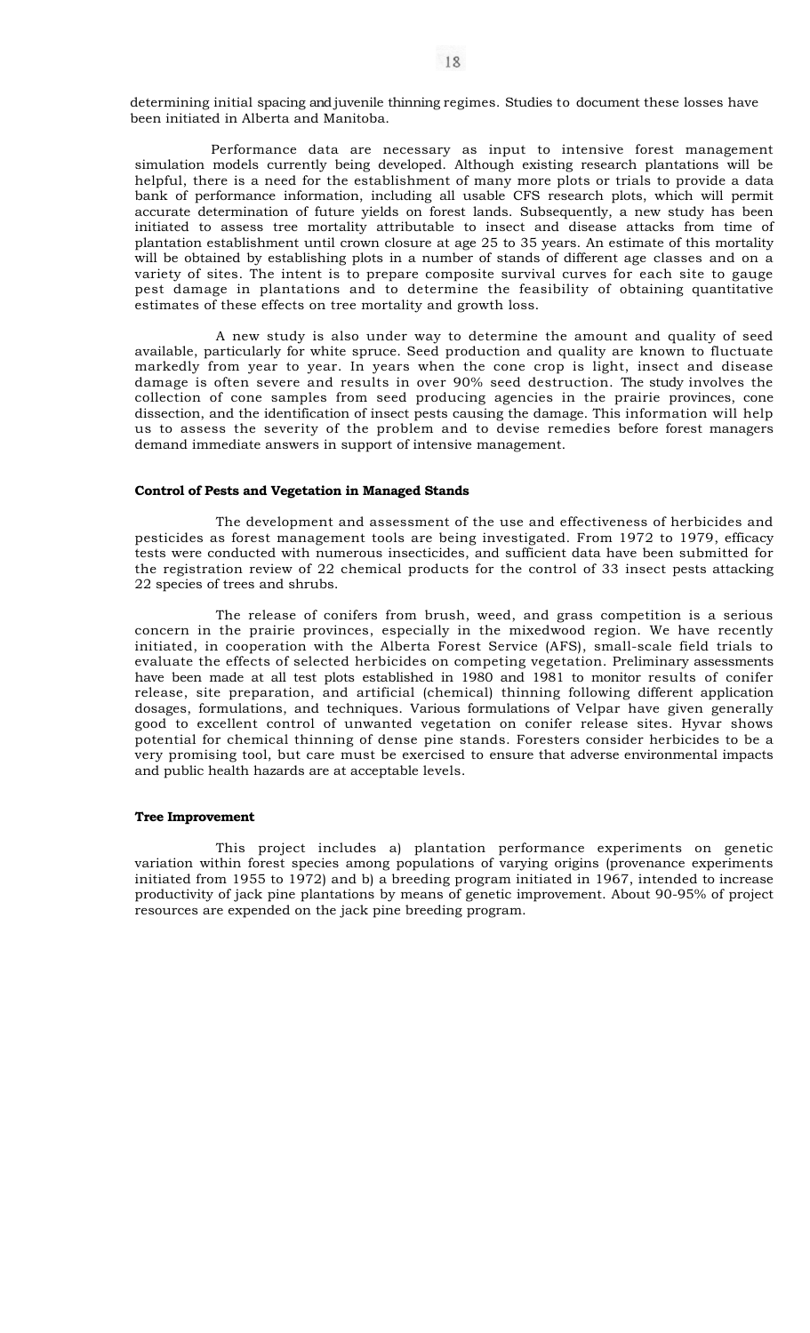determining initial spacing and juvenile thinning regimes. Studies to document these losses have been initiated in Alberta and Manitoba.

Performance data are necessary as input to intensive forest management simulation models currently being developed. Although existing research plantations will be helpful, there is a need for the establishment of many more plots or trials to provide a data bank of performance information, including all usable CFS research plots, which will permit accurate determination of future yields on forest lands. Subsequently, a new study has been initiated to assess tree mortality attributable to insect and disease attacks from time of plantation establishment until crown closure at age 25 to 35 years. An estimate of this mortality will be obtained by establishing plots in a number of stands of different age classes and on a variety of sites. The intent is to prepare composite survival curves for each site to gauge pest damage in plantations and to determine the feasibility of obtaining quantitative estimates of these effects on tree mortality and growth loss.

A new study is also under way to determine the amount and quality of seed available, particularly for white spruce. Seed production and quality are known to fluctuate markedly from year to year. In years when the cone crop is light, insect and disease damage is often severe and results in over 90% seed destruction. The study involves the collection of cone samples from seed producing agencies in the prairie provinces, cone dissection, and the identification of insect pests causing the damage. This information will help us to assess the severity of the problem and to devise remedies before forest managers demand immediate answers in support of intensive management.

### Control of Pests and Vegetation in Managed Stands

The development and assessment of the use and effectiveness of herbicides and pesticides as forest management tools are being investigated. From 1972 to 1979, efficacy tests were conducted with numerous insecticides, and sufficient data have been submitted for the registration review of 22 chemical products for the control of 33 insect pests attacking 22 species of trees and shrubs.

The release of conifers from brush, weed, and grass competition is a serious concern in the prairie provinces, especially in the mixedwood region. We have recently initiated, in cooperation with the Alberta Forest Service (AFS), small-scale field trials to evaluate the effects of selected herbicides on competing vegetation. Preliminary assessments have been made at all test plots established in 1980 and 1981 to monitor results of conifer release, site preparation, and artificial (chemical) thinning following different application dosages, formulations, and techniques. Various formulations of Velpar have given generally good to excellent control of unwanted vegetation on conifer release sites. Hyvar shows potential for chemical thinning of dense pine stands. Foresters consider herbicides to be a very promising tool, but care must be exercised to ensure that adverse environmental impacts and public health hazards are at acceptable levels.

### Tree Improvement

This project includes a) plantation performance experiments on genetic variation within forest species among populations of varying origins (provenance experiments initiated from 1955 to 1972) and b) a breeding program initiated in 1967, intended to increase productivity of jack pine plantations by means of genetic improvement. About 90-95% of project resources are expended on the jack pine breeding program.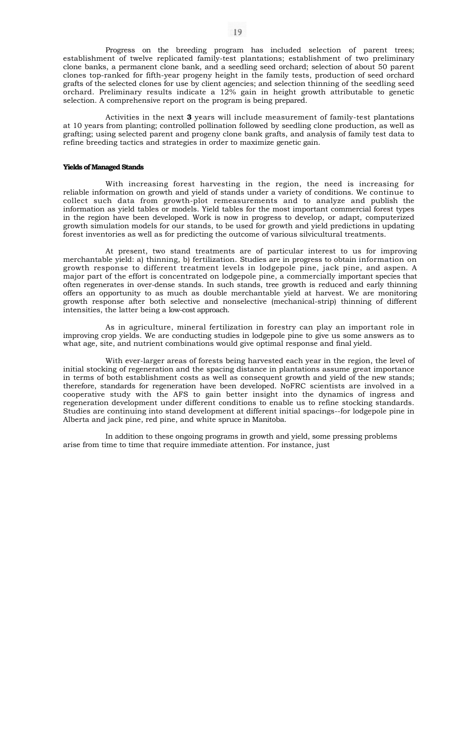Progress on the breeding program has included selection of parent trees; establishment of twelve replicated family-test plantations; establishment of two preliminary clone banks, a permanent clone bank, and a seedling seed orchard; selection of about 50 parent clones top-ranked for fifth-year progeny height in the family tests, production of seed orchard grafts of the selected clones for use by client agencies; and selection thinning of the seedling seed orchard. Preliminary results indicate a 12% gain in height growth attributable to genetic selection. A comprehensive report on the program is being prepared.

Activities in the next **3** years will include measurement of family-test plantations at 10 years from planting; controlled pollination followed by seedling clone production, as well as grafting; using selected parent and progeny clone bank grafts, and analysis of family test data to refine breeding tactics and strategies in order to maximize genetic gain.

**Yields of Managed Stands**

With increasing forest harvesting in the region, the need is increasing for reliable information on growth and yield of stands under a variety of conditions. We continue to collect such data from growth-plot remeasurements and to analyze and publish the information as yield tables or models. Yield tables for the most important commercial forest types in the region have been developed. Work is now in progress to develop, or adapt, computerized growth simulation models for our stands, to be used for growth and yield predictions in updating forest inventories as well as for predicting the outcome of various silvicultural treatments.

At present, two stand treatments are of particular interest to us for improving merchantable yield: a) thinning, b) fertilization. Studies are in progress to obtain information on growth response to different treatment levels in lodgepole pine, jack pine, and aspen. A major part of the effort is concentrated on lodgepole pine, a commercially important species that often regenerates in over-dense stands. In such stands, tree growth is reduced and early thinning offers an opportunity to as much as double merchantable yield at harvest. We are monitoring growth response after both selective and nonselective (mechanical-strip) thinning of different intensities, the latter being a low-cost approach.

As in agriculture, mineral fertilization in forestry can play an important role in improving crop yields. We are conducting studies in lodgepole pine to give us some answers as to what age, site, and nutrient combinations would give optimal response and final yield.

With ever-larger areas of forests being harvested each year in the region, the level of initial stocking of regeneration and the spacing distance in plantations assume great importance in terms of both establishment costs as well as consequent growth and yield of the new stands; therefore, standards for regeneration have been developed. NoFRC scientists are involved in a cooperative study with the AFS to gain better insight into the dynamics of ingress and regeneration development under different conditions to enable us to refine stocking standards. Studies are continuing into stand development at different initial spacings--for lodgepole pine in Alberta and jack pine, red pine, and white spruce in Manitoba.

In addition to these ongoing programs in growth and yield, some pressing problems arise from time to time that require immediate attention. For instance, just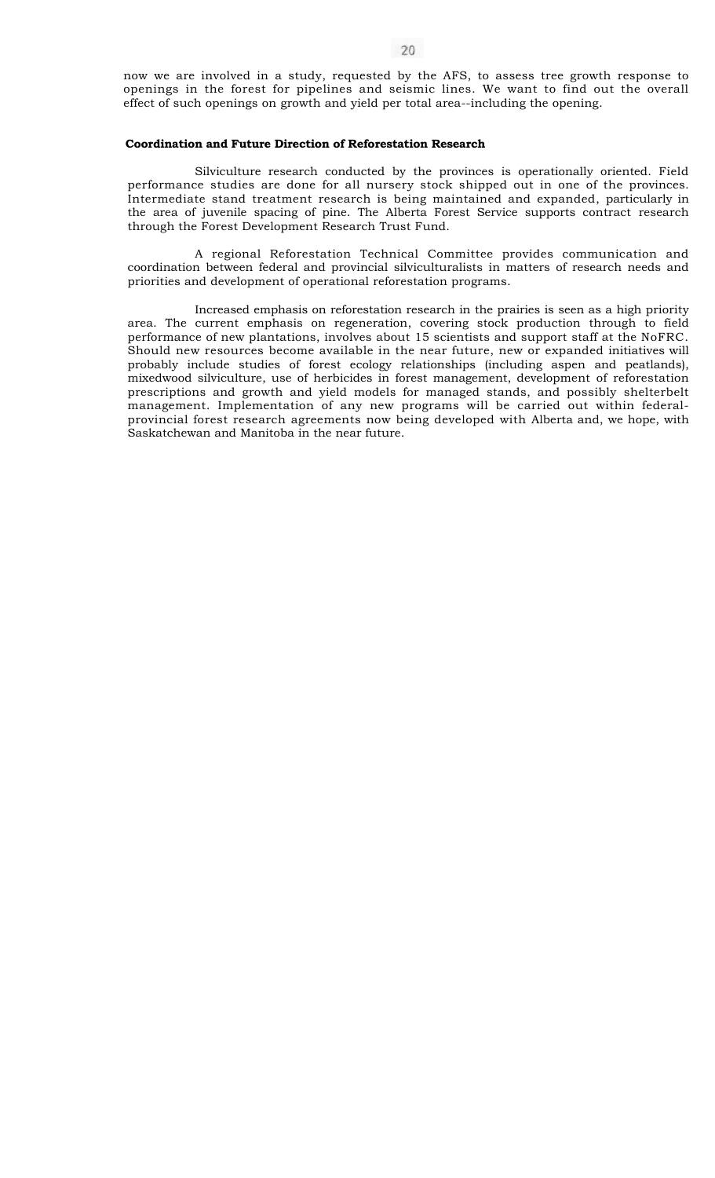now we are involved in a study, requested by the AFS, to assess tree growth response to openings in the forest for pipelines and seismic lines. We want to find out the overall effect of such openings on growth and yield per total area--including the opening.

**Coordination and Future Direction of Reforestation Research**

Silviculture research conducted by the provinces is operationally oriented. Field performance studies are done for all nursery stock shipped out in one of the provinces. Intermediate stand treatment research is being maintained and expanded, particularly in the area of juvenile spacing of pine. The Alberta Forest Service supports contract research through the Forest Development Research Trust Fund.

A regional Reforestation Technical Committee provides communication and coordination between federal and provincial silviculturalists in matters of research needs and priorities and development of operational reforestation programs.

Increased emphasis on reforestation research in the prairies is seen as a high priority area. The current emphasis on regeneration, covering stock production through to field performance of new plantations, involves about 15 scientists and support staff at the NoFRC. Should new resources become available in the near future, new or expanded initiatives will probably include studies of forest ecology relationships (including aspen and peatlands), mixedwood silviculture, use of herbicides in forest management, development of reforestation prescriptions and growth and yield models for managed stands, and possibly shelterbelt management. Implementation of any new programs will be carried out within federal-provincial forest research agreements now being developed with Alberta and, we hope, with Saskatchewan and Manitoba in the near future.